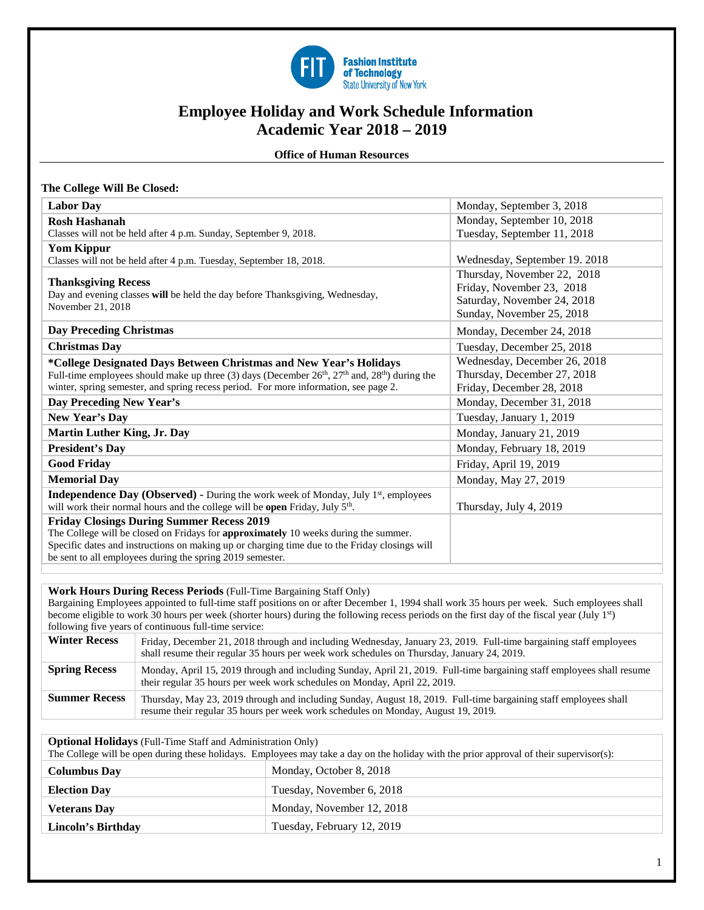# Employee Holiday and Work Schedule Information
# Academic Year 2018 – 2019

**Office of Human Resources**

**The College Will Be Closed:**

| | |
|---|---|
| **Labor Day** | Monday, September 3, 2018 |
| **Rosh Hashanah**<br>Classes will not be held after 4 p.m. Sunday, September 9, 2018. | Monday, September 10, 2018<br>Tuesday, September 11, 2018 |
| **Yom Kippur**<br>Classes will not be held after 4 p.m. Tuesday, September 18, 2018. | Wednesday, September 19. 2018 |
| **Thanksgiving Recess**<br>Day and evening classes **will** be held the day before Thanksgiving, Wednesday, November 21, 2018 | Thursday, November 22, 2018<br>Friday, November 23, 2018<br>Saturday, November 24, 2018<br>Sunday, November 25, 2018 |
| **Day Preceding Christmas** | Monday, December 24, 2018 |
| **Christmas Day** | Tuesday, December 25, 2018 |
| ***College Designated Days Between Christmas and New Year's Holidays**<br>Full-time employees should make up three (3) days (December 26th, 27th and, 28th) during the winter, spring semester, and spring recess period. For more information, see page 2. | Wednesday, December 26, 2018<br>Thursday, December 27, 2018<br>Friday, December 28, 2018 |
| **Day Preceding New Year's** | Monday, December 31, 2018 |
| **New Year's Day** | Tuesday, January 1, 2019 |
| **Martin Luther King, Jr. Day** | Monday, January 21, 2019 |
| **President's Day** | Monday, February 18, 2019 |
| **Good Friday** | Friday, April 19, 2019 |
| **Memorial Day** | Monday, May 27, 2019 |
| **Independence Day (Observed) -** During the work week of Monday, July 1st, employees will work their normal hours and the college will be **open** Friday, July 5th. | Thursday, July 4, 2019 |
| **Friday Closings During Summer Recess 2019**<br>The College will be closed on Fridays for **approximately** 10 weeks during the summer. Specific dates and instructions on making up or charging time due to the Friday closings will be sent to all employees during the spring 2019 semester. | |

**Work Hours During Recess Periods** (Full-Time Bargaining Staff Only)

Bargaining Employees appointed to full-time staff positions on or after December 1, 1994 shall work 35 hours per week. Such employees shall become eligible to work 30 hours per week (shorter hours) during the following recess periods on the first day of the fiscal year (July 1st) following five years of continuous full-time service:

| | |
|---|---|
| **Winter Recess** | Friday, December 21, 2018 through and including Wednesday, January 23, 2019. Full-time bargaining staff employees shall resume their regular 35 hours per week work schedules on Thursday, January 24, 2019. |
| **Spring Recess** | Monday, April 15, 2019 through and including Sunday, April 21, 2019. Full-time bargaining staff employees shall resume their regular 35 hours per week work schedules on Monday, April 22, 2019. |
| **Summer Recess** | Thursday, May 23, 2019 through and including Sunday, August 18, 2019. Full-time bargaining staff employees shall resume their regular 35 hours per week work schedules on Monday, August 19, 2019. |

**Optional Holidays** (Full-Time Staff and Administration Only)

The College will be open during these holidays. Employees may take a day on the holiday with the prior approval of their supervisor(s):

| | |
|---|---|
| **Columbus Day** | Monday, October 8, 2018 |
| **Election Day** | Tuesday, November 6, 2018 |
| **Veterans Day** | Monday, November 12, 2018 |
| **Lincoln's Birthday** | Tuesday, February 12, 2019 |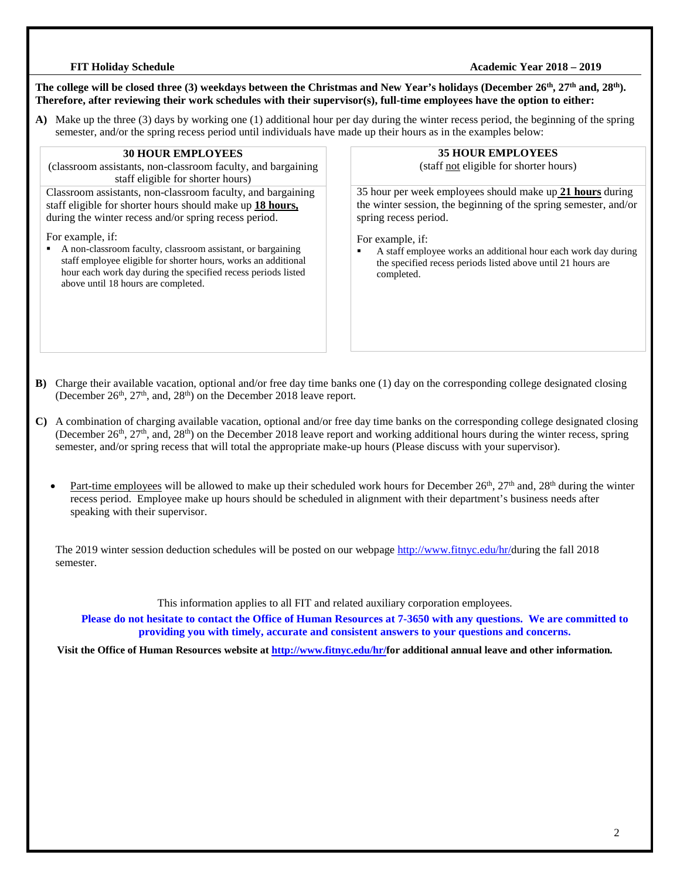**FIT Holiday Schedule** **Academic Year 2018 – 2019**

**The college will be closed three (3) weekdays between the Christmas and New Year's holidays (December 26th, 27th and, 28th). Therefore, after reviewing their work schedules with their supervisor(s), full-time employees have the option to either:**

**A)** Make up the three (3) days by working one (1) additional hour per day during the winter recess period, the beginning of the spring semester, and/or the spring recess period until individuals have made up their hours as in the examples below:

| **30 HOUR EMPLOYEES** (classroom assistants, non-classroom faculty, and bargaining staff eligible for shorter hours) | **35 HOUR EMPLOYEES** (staff not eligible for shorter hours) |
|---|---|
| Classroom assistants, non-classroom faculty, and bargaining staff eligible for shorter hours should make up **18 hours,** during the winter recess and/or spring recess period. | 35 hour per week employees should make up **21 hours** during the winter session, the beginning of the spring semester, and/or spring recess period. |
| For example, if: ▪ A non-classroom faculty, classroom assistant, or bargaining staff employee eligible for shorter hours, works an additional hour each work day during the specified recess periods listed above until 18 hours are completed. | For example, if: ▪ A staff employee works an additional hour each work day during the specified recess periods listed above until 21 hours are completed. |

**B)** Charge their available vacation, optional and/or free day time banks one (1) day on the corresponding college designated closing (December 26th, 27th, and, 28th) on the December 2018 leave report.

**C)** A combination of charging available vacation, optional and/or free day time banks on the corresponding college designated closing (December 26th, 27th, and, 28th) on the December 2018 leave report and working additional hours during the winter recess, spring semester, and/or spring recess that will total the appropriate make-up hours (Please discuss with your supervisor).

- Part-time employees will be allowed to make up their scheduled work hours for December 26th, 27th and, 28th during the winter recess period. Employee make up hours should be scheduled in alignment with their department's business needs after speaking with their supervisor.

The 2019 winter session deduction schedules will be posted on our webpage http://www.fitnyc.edu/hr/during the fall 2018 semester.

This information applies to all FIT and related auxiliary corporation employees.

**Please do not hesitate to contact the Office of Human Resources at 7-3650 with any questions. We are committed to providing you with timely, accurate and consistent answers to your questions and concerns.**

**Visit the Office of Human Resources website at http://www.fitnyc.edu/hr/for additional annual leave and other information.**